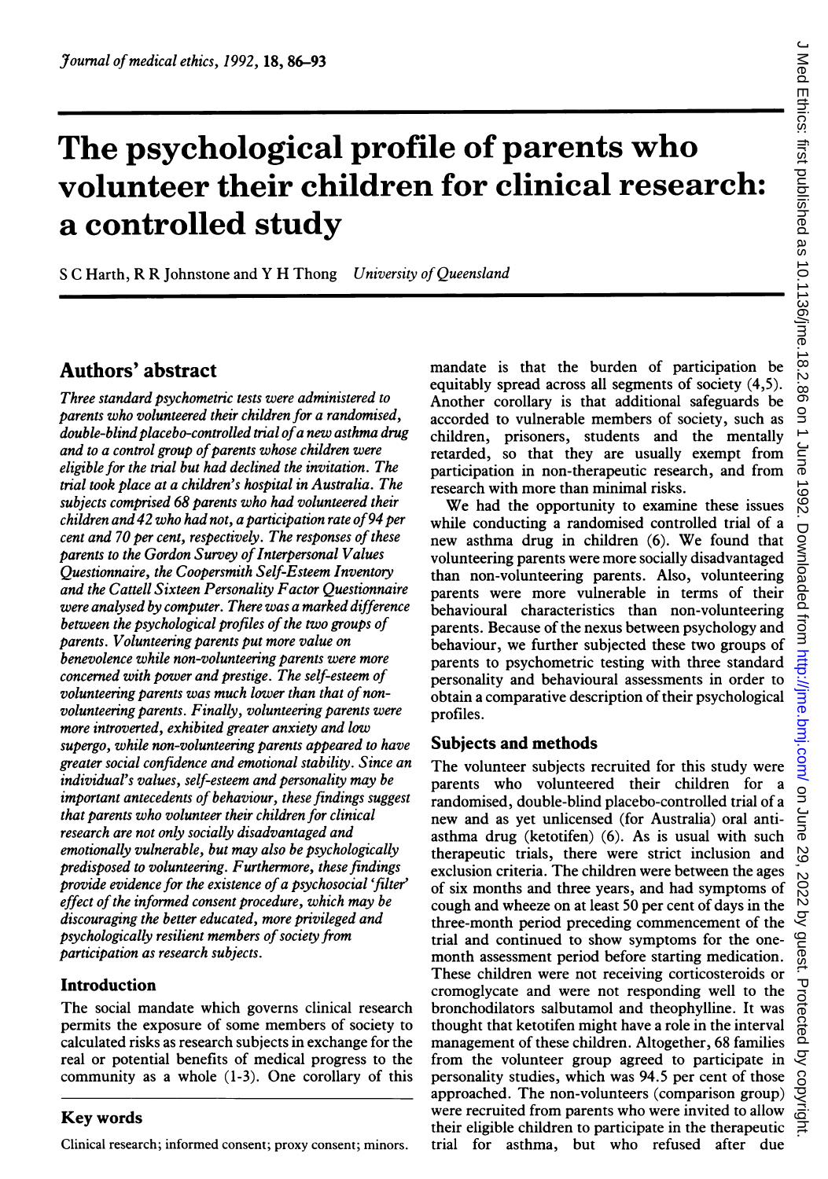# The psychological profile of parents who volunteer their children for clinical research: a controlled study

S C Harth, R R Johnstone and Y H Thong *University of Queensland*

## Authors' abstract

*Three standard psychometric tests were administered to parents who volunteered their children for a randomised, double-blind placebo-controlled trial of a new asthma drug and to a control group of parents whose children were eligible for the trial but had declined the invitation. The trial took place at a children's hospital in Australia. The subjects comprised 68 parents who had volunteered their children and 42 who had not, a participation rate of 94 per cent and 70 per cent, respectively. The responses of these parents to the Gordon Survey of Interpersonal Values Questionnaire, the Coopersmith Self-Esteem Inventory and the Cattell Sixteen Personality Factor Questionnaire were analysed by computer. There was a marked difference between the psychological profiles of the two groups of parents. Volunteering parents put more value on benevolence while non-volunteering parents were more concerned with power and prestige. The self-esteem of volunteering parents was much lower than that of non-volunteering parents. Finally, volunteering parents were more introverted, exhibited greater anxiety and low supergo, while non-volunteering parents appeared to have greater social confidence and emotional stability. Since an individual's values, self-esteem and personality may be important antecedents of behaviour, these findings suggest that parents who volunteer their children for clinical research are not only socially disadvantaged and emotionally vulnerable, but may also be psychologically predisposed to volunteering. Furthermore, these findings provide evidence for the existence of a psychosocial 'filter' effect of the informed consent procedure, which may be discouraging the better educated, more privileged and psychologically resilient members of society from participation as research subjects.*

## Introduction

The social mandate which governs clinical research permits the exposure of some members of society to calculated risks as research subjects in exchange for the real or potential benefits of medical progress to the community as a whole (1-3). One corollary of this mandate is that the burden of participation be equitably spread across all segments of society (4,5). Another corollary is that additional safeguards be accorded to vulnerable members of society, such as children, prisoners, students and the mentally retarded, so that they are usually exempt from participation in non-therapeutic research, and from research with more than minimal risks.

We had the opportunity to examine these issues while conducting a randomised controlled trial of a new asthma drug in children (6). We found that volunteering parents were more socially disadvantaged than non-volunteering parents. Also, volunteering parents were more vulnerable in terms of their behavioural characteristics than non-volunteering parents. Because of the nexus between psychology and behaviour, we further subjected these two groups of parents to psychometric testing with three standard personality and behavioural assessments in order to obtain a comparative description of their psychological profiles.

## Subjects and methods

The volunteer subjects recruited for this study were parents who volunteered their children for a randomised, double-blind placebo-controlled trial of a new and as yet unlicensed (for Australia) oral anti-asthma drug (ketotifen) (6). As is usual with such therapeutic trials, there were strict inclusion and exclusion criteria. The children were between the ages of six months and three years, and had symptoms of cough and wheeze on at least 50 per cent of days in the three-month period preceding commencement of the trial and continued to show symptoms for the one-month assessment period before starting medication. These children were not receiving corticosteroids or cromoglycate and were not responding well to the bronchodilators salbutamol and theophylline. It was thought that ketotifen might have a role in the interval management of these children. Altogether, 68 families from the volunteer group agreed to participate in personality studies, which was 94.5 per cent of those approached. The non-volunteers (comparison group) were recruited from parents who were invited to allow their eligible children to participate in the therapeutic trial for asthma, but who refused after due

## Key words

Clinical research; informed consent; proxy consent; minors.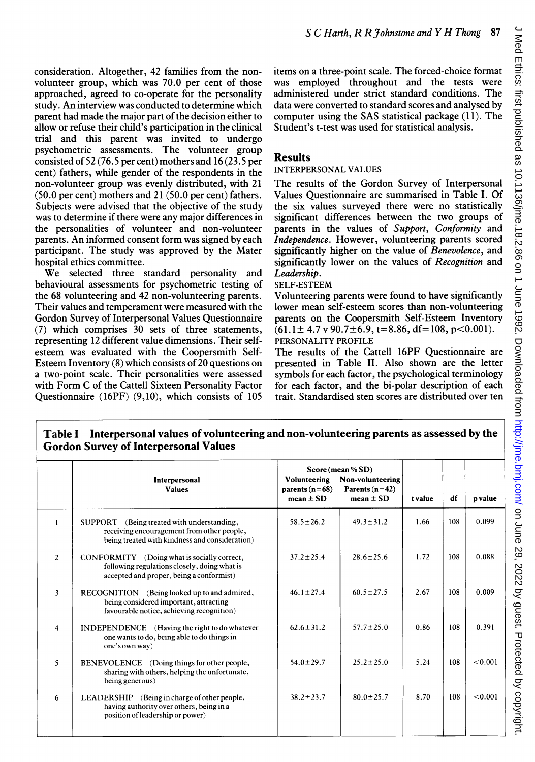consideration. Altogether, 42 families from the non-volunteer group, which was 70.0 per cent of those approached, agreed to co-operate for the personality study. An interview was conducted to determine which parent had made the major part of the decision either to allow or refuse their child's participation in the clinical trial and this parent was invited to undergo psychometric assessments. The volunteer group consisted of 52 (76.5 per cent) mothers and 16 (23.5 per cent) fathers, while gender of the respondents in the non-volunteer group was evenly distributed, with 21 (50.0 per cent) mothers and 21 (50.0 per cent) fathers. Subjects were advised that the objective of the study was to determine if there were any major differences in the personalities of volunteer and non-volunteer parents. An informed consent form was signed by each participant. The study was approved by the Mater hospital ethics committee.

We selected three standard personality and behavioural assessments for psychometric testing of the 68 volunteering and 42 non-volunteering parents. Their values and temperament were measured with the Gordon Survey of Interpersonal Values Questionnaire (7) which comprises 30 sets of three statements, representing 12 different value dimensions. Their self-esteem was evaluated with the Coopersmith Self-Esteem Inventory (8) which consists of 20 questions on a two-point scale. Their personalities were assessed with Form C of the Cattell Sixteen Personality Factor Questionnaire (16PF) (9,10), which consists of 105 items on a three-point scale. The forced-choice format was employed throughout and the tests were administered under strict standard conditions. The data were converted to standard scores and analysed by computer using the SAS statistical package (11). The Student's t-test was used for statistical analysis.

## Results

### INTERPERSONAL VALUES

The results of the Gordon Survey of Interpersonal Values Questionnaire are summarised in Table I. Of the six values surveyed there were no statistically significant differences between the two groups of parents in the values of *Support*, *Conformity* and *Independence*. However, volunteering parents scored significantly higher on the value of *Benevolence*, and significantly lower on the values of *Recognition* and *Leadership*.

### SELF-ESTEEM

Volunteering parents were found to have significantly lower mean self-esteem scores than non-volunteering parents on the Coopersmith Self-Esteem Inventory (61.1± 4.7 v 90.7±6.9, t=8.86, df=108, p<0.001).

### PERSONALITY PROFILE

The results of the Cattell 16PF Questionnaire are presented in Table II. Also shown are the letter symbols for each factor, the psychological terminology for each factor, and the bi-polar description of each trait. Standardised sten scores are distributed over ten

**Table I Interpersonal values of volunteering and non-volunteering parents as assessed by the Gordon Survey of Interpersonal Values**

| | Interpersonal Values | Score (mean % SD) Volunteering parents (n=68) mean ± SD | Non-volunteering Parents (n=42) mean ± SD | t value | df | p value |
|---|---|---|---|---|---|---|
| 1 | SUPPORT (Being treated with understanding, receiving encouragement from other people, being treated with kindness and consideration) | 58.5±26.2 | 49.3±31.2 | 1.66 | 108 | 0.099 |
| 2 | CONFORMITY (Doing what is socially correct, following regulations closely, doing what is accepted and proper, being a conformist) | 37.2±25.4 | 28.6±25.6 | 1.72 | 108 | 0.088 |
| 3 | RECOGNITION (Being looked up to and admired, being considered important, attracting favourable notice, achieving recognition) | 46.1±27.4 | 60.5±27.5 | 2.67 | 108 | 0.009 |
| 4 | INDEPENDENCE (Having the right to do whatever one wants to do, being able to do things in one's own way) | 62.6±31.2 | 57.7±25.0 | 0.86 | 108 | 0.391 |
| 5 | BENEVOLENCE (Doing things for other people, sharing with others, helping the unfortunate, being generous) | 54.0±29.7 | 25.2±25.0 | 5.24 | 108 | <0.001 |
| 6 | LEADERSHIP (Being in charge of other people, having authority over others, being in a position of leadership or power) | 38.2±23.7 | 80.0±25.7 | 8.70 | 108 | <0.001 |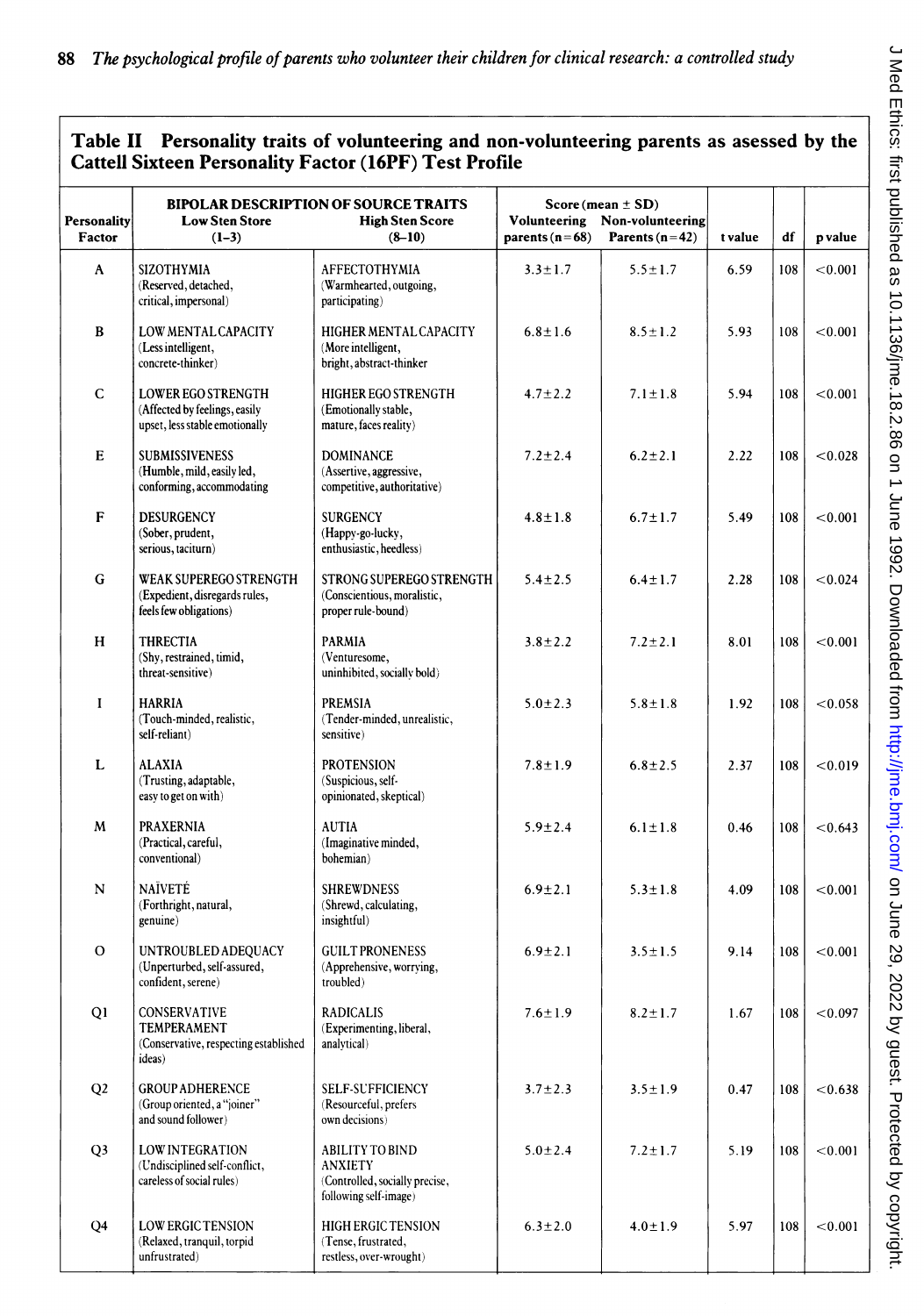**Table II Personality traits of volunteering and non-volunteering parents as asessed by the Cattell Sixteen Personality Factor (16PF) Test Profile**

| Personality Factor | BIPOLAR DESCRIPTION OF SOURCE TRAITS Low Sten Store (1–3) | High Sten Score (8–10) | Score (mean ± SD) Volunteering parents (n = 68) | Non-volunteering Parents (n = 42) | t value | df | p value |
|---|---|---|---|---|---|---|---|
| A | SIZOTHYMIA (Reserved, detached, critical, impersonal) | AFFECTOTHYMIA (Warmhearted, outgoing, participating) | 3.3 ± 1.7 | 5.5 ± 1.7 | 6.59 | 108 | <0.001 |
| B | LOW MENTAL CAPACITY (Less intelligent, concrete-thinker) | HIGHER MENTAL CAPACITY (More intelligent, bright, abstract-thinker | 6.8 ± 1.6 | 8.5 ± 1.2 | 5.93 | 108 | <0.001 |
| C | LOWER EGO STRENGTH (Affected by feelings, easily upset, less stable emotionally | HIGHER EGO STRENGTH (Emotionally stable, mature, faces reality) | 4.7 ± 2.2 | 7.1 ± 1.8 | 5.94 | 108 | <0.001 |
| E | SUBMISSIVENESS (Humble, mild, easily led, conforming, accommodating | DOMINANCE (Assertive, aggressive, competitive, authoritative) | 7.2 ± 2.4 | 6.2 ± 2.1 | 2.22 | 108 | <0.028 |
| F | DESURGENCY (Sober, prudent, serious, taciturn) | SURGENCY (Happy-go-lucky, enthusiastic, heedless) | 4.8 ± 1.8 | 6.7 ± 1.7 | 5.49 | 108 | <0.001 |
| G | WEAK SUPEREGO STRENGTH (Expedient, disregards rules, feels few obligations) | STRONG SUPEREGO STRENGTH (Conscientious, moralistic, proper rule-bound) | 5.4 ± 2.5 | 6.4 ± 1.7 | 2.28 | 108 | <0.024 |
| H | THRECTIA (Shy, restrained, timid, threat-sensitive) | PARMIA (Venturesome, uninhibited, socially bold) | 3.8 ± 2.2 | 7.2 ± 2.1 | 8.01 | 108 | <0.001 |
| I | HARRIA (Touch-minded, realistic, self-reliant) | PREMSIA (Tender-minded, unrealistic, sensitive) | 5.0 ± 2.3 | 5.8 ± 1.8 | 1.92 | 108 | <0.058 |
| L | ALAXIA (Trusting, adaptable, easy to get on with) | PROTENSION (Suspicious, self-opinionated, skeptical) | 7.8 ± 1.9 | 6.8 ± 2.5 | 2.37 | 108 | <0.019 |
| M | PRAXERNIA (Practical, careful, conventional) | AUTIA (Imaginative minded, bohemian) | 5.9 ± 2.4 | 6.1 ± 1.8 | 0.46 | 108 | <0.643 |
| N | NAÏVETÉ (Forthright, natural, genuine) | SHREWDNESS (Shrewd, calculating, insightful) | 6.9 ± 2.1 | 5.3 ± 1.8 | 4.09 | 108 | <0.001 |
| O | UNTROUBLED ADEQUACY (Unperturbed, self-assured, confident, serene) | GUILT PRONENESS (Apprehensive, worrying, troubled) | 6.9 ± 2.1 | 3.5 ± 1.5 | 9.14 | 108 | <0.001 |
| Q1 | CONSERVATIVE TEMPERAMENT (Conservative, respecting established ideas) | RADICALIS (Experimenting, liberal, analytical) | 7.6 ± 1.9 | 8.2 ± 1.7 | 1.67 | 108 | <0.097 |
| Q2 | GROUP ADHERENCE (Group oriented, a "joiner" and sound follower) | SELF-SUFFICIENCY (Resourceful, prefers own decisions) | 3.7 ± 2.3 | 3.5 ± 1.9 | 0.47 | 108 | <0.638 |
| Q3 | LOW INTEGRATION (Undisciplined self-conflict, careless of social rules) | ABILITY TO BIND ANXIETY (Controlled, socially precise, following self-image) | 5.0 ± 2.4 | 7.2 ± 1.7 | 5.19 | 108 | <0.001 |
| Q4 | LOW ERGIC TENSION (Relaxed, tranquil, torpid unfrustrated) | HIGH ERGIC TENSION (Tense, frustrated, restless, over-wrought) | 6.3 ± 2.0 | 4.0 ± 1.9 | 5.97 | 108 | <0.001 |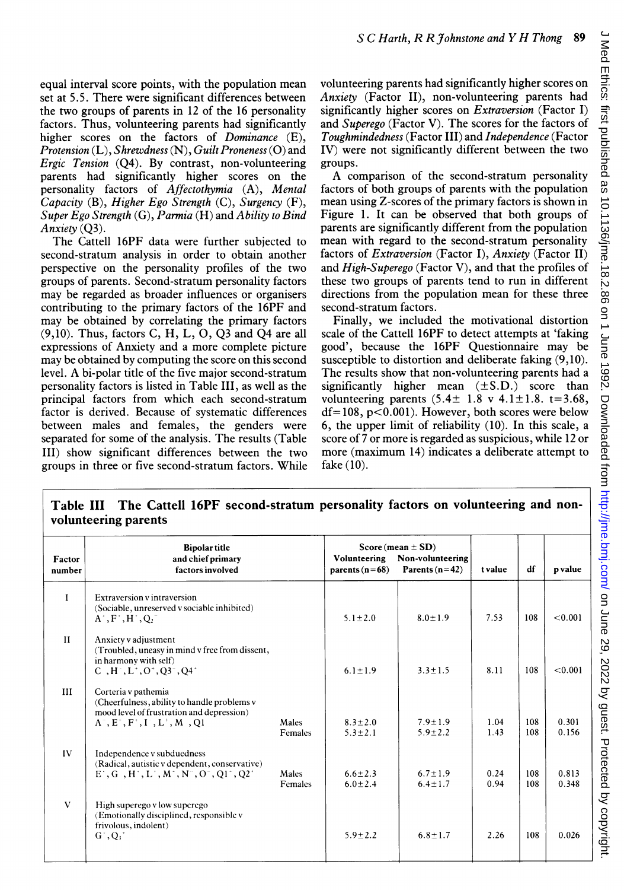equal interval score points, with the population mean set at 5.5. There were significant differences between the two groups of parents in 12 of the 16 personality factors. Thus, volunteering parents had significantly higher scores on the factors of *Dominance* (E), *Protension* (L), *Shrewdness* (N), *Guilt Proneness* (O) and *Ergic Tension* (Q4). By contrast, non-volunteering parents had significantly higher scores on the personality factors of *Affectothymia* (A), *Mental Capacity* (B), *Higher Ego Strength* (C), *Surgency* (F), *Super Ego Strength* (G), *Parmia* (H) and *Ability to Bind Anxiety* (Q3).

The Cattell 16PF data were further subjected to second-stratum analysis in order to obtain another perspective on the personality profiles of the two groups of parents. Second-stratum personality factors may be regarded as broader influences or organisers contributing to the primary factors of the 16PF and may be obtained by correlating the primary factors (9,10). Thus, factors C, H, L, O, Q3 and Q4 are all expressions of Anxiety and a more complete picture may be obtained by computing the score on this second level. A bi-polar title of the five major second-stratum personality factors is listed in Table III, as well as the principal factors from which each second-stratum factor is derived. Because of systematic differences between males and females, the genders were separated for some of the analysis. The results (Table III) show significant differences between the two groups in three of five second-stratum factors. While volunteering parents had significantly higher scores on *Anxiety* (Factor II), non-volunteering parents had significantly higher scores on *Extraversion* (Factor I) and *Superego* (Factor V). The scores for the factors of *Toughmindedness* (Factor III) and *Independence* (Factor IV) were not significantly different between the two groups.

A comparison of the second-stratum personality factors of both groups of parents with the population mean using Z-scores of the primary factors is shown in Figure 1. It can be observed that both groups of parents are significantly different from the population mean with regard to the second-stratum personality factors of *Extraversion* (Factor I), *Anxiety* (Factor II) and *High-Superego* (Factor V), and that the profiles of these two groups of parents tend to run in different directions from the population mean for these three second-stratum factors.

Finally, we included the motivational distortion scale of the Cattell 16PF to detect attempts at 'faking good', because the 16PF Questionnaire may be susceptible to distortion and deliberate faking (9,10). The results show that non-volunteering parents had a significantly higher mean (±S.D.) score than volunteering parents (5.4± 1.8 v 4.1±1.8. $t=3.68$, $df=108$, $p<0.001$). However, both scores were below 6, the upper limit of reliability (10). In this scale, a score of 7 or more is regarded as suspicious, while 12 or more (maximum 14) indicates a deliberate attempt to fake (10).

**Table III The Cattell 16PF second-stratum personality factors on volunteering and non-volunteering parents**

| Factor number | Bipolar title and chief primary factors involved | | Score (mean ± SD) Volunteering parents (n=68) | Non-volunteering Parents (n=42) | t value | df | p value |
|---|---|---|---|---|---|---|---|
| I | Extraversion v intraversion (Sociable, unreserved v sociable inhibited) $A^+, F^+, H^+, Q_2^-$ | | 5.1±2.0 | 8.0±1.9 | 7.53 | 108 | <0.001 |
| II | Anxiety v adjustment (Troubled, uneasy in mind v free from dissent, in harmony with self) $C^-, H^-, L^+, O^+, Q3^-, Q4^+$ | | 6.1±1.9 | 3.3±1.5 | 8.11 | 108 | <0.001 |
| III | Corteria v pathemia (Cheerfulness, ability to handle problems v mood level of frustration and depression) $A^-, E^+, F^+, I^-, L^+, M^-, Q1$ | Males | 8.3±2.0 | 7.9±1.9 | 1.04 | 108 | 0.301 |
| | | Females | 5.3±2.1 | 5.9±2.2 | 1.43 | 108 | 0.156 |
| IV | Independence v subduedness (Radical, autistic v dependent, conservative) $E^+, G^-, H^+, L^+, M^+, N^-, O^-, Q1^+, Q2^+$ | Males | 6.6±2.3 | 6.7±1.9 | 0.24 | 108 | 0.813 |
| | | Females | 6.0±2.4 | 6.4±1.7 | 0.94 | 108 | 0.348 |
| V | High superego v low superego (Emotionally disciplined, responsible v frivolous, indolent) $G^+, Q_3^+$ | | 5.9±2.2 | 6.8±1.7 | 2.26 | 108 | 0.026 |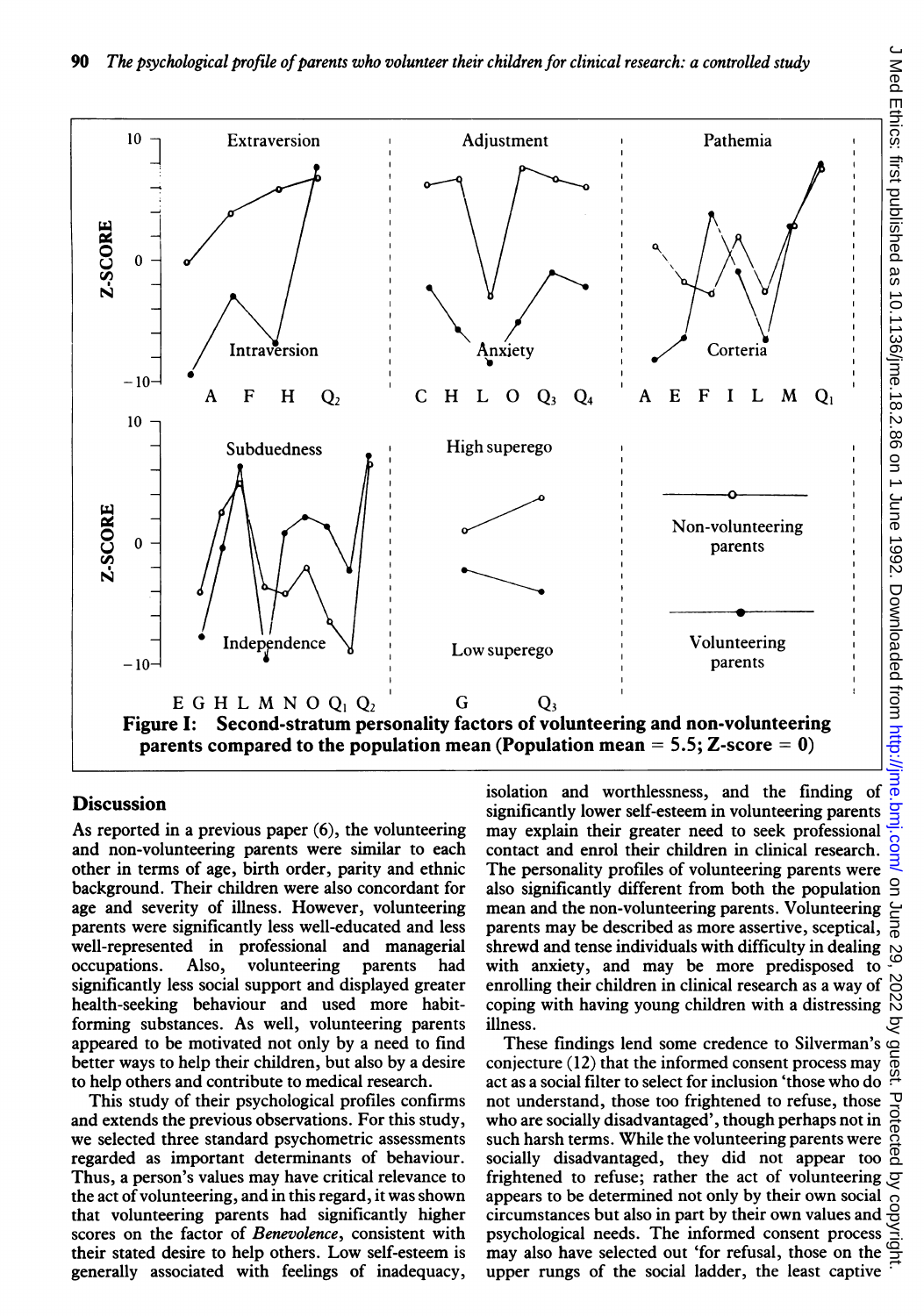Figure I: **Second-stratum personality factors of volunteering and non-volunteering parents compared to the population mean (Population mean = 5.5; Z-score = 0)**

## Discussion

As reported in a previous paper (6), the volunteering and non-volunteering parents were similar to each other in terms of age, birth order, parity and ethnic background. Their children were also concordant for age and severity of illness. However, volunteering parents were significantly less well-educated and less well-represented in professional and managerial occupations. Also, volunteering parents had significantly less social support and displayed greater health-seeking behaviour and used more habit-forming substances. As well, volunteering parents appeared to be motivated not only by a need to find better ways to help their children, but also by a desire to help others and contribute to medical research.

This study of their psychological profiles confirms and extends the previous observations. For this study, we selected three standard psychometric assessments regarded as important determinants of behaviour. Thus, a person's values may have critical relevance to the act of volunteering, and in this regard, it was shown that volunteering parents had significantly higher scores on the factor of *Benevolence*, consistent with their stated desire to help others. Low self-esteem is generally associated with feelings of inadequacy, isolation and worthlessness, and the finding of significantly lower self-esteem in volunteering parents may explain their greater need to seek professional contact and enrol their children in clinical research. The personality profiles of volunteering parents were also significantly different from both the population mean and the non-volunteering parents. Volunteering parents may be described as more assertive, sceptical, shrewd and tense individuals with difficulty in dealing with anxiety, and may be more predisposed to enrolling their children in clinical research as a way of coping with having young children with a distressing illness.

These findings lend some credence to Silverman's conjecture (12) that the informed consent process may act as a social filter to select for inclusion 'those who do not understand, those too frightened to refuse, those who are socially disadvantaged', though perhaps not in such harsh terms. While the volunteering parents were socially disadvantaged, they did not appear too frightened to refuse; rather the act of volunteering appears to be determined not only by their own social circumstances but also in part by their own values and psychological needs. The informed consent process may also have selected out 'for refusal, those on the upper rungs of the social ladder, the least captive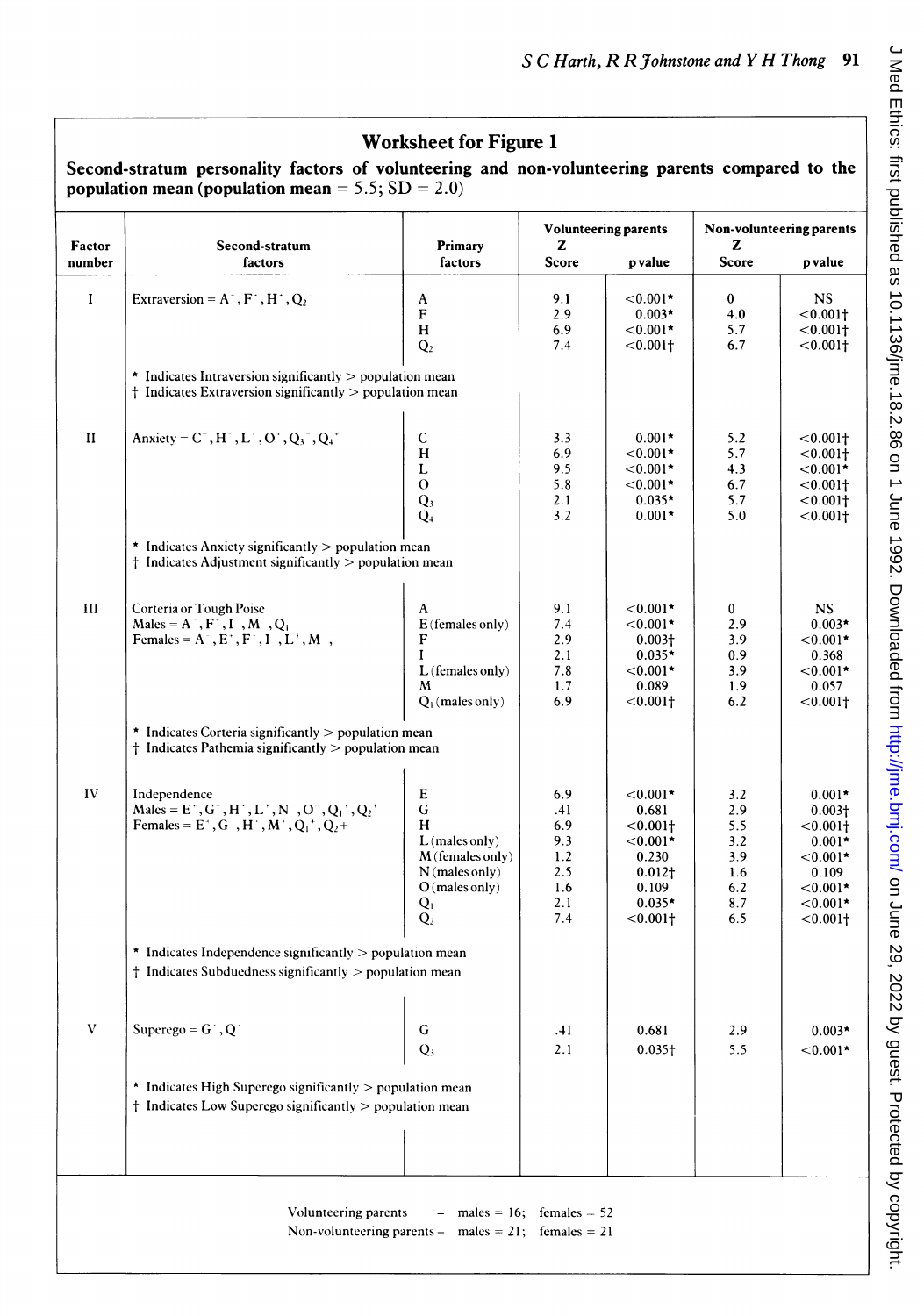## Worksheet for Figure 1

**Second-stratum personality factors of volunteering and non-volunteering parents compared to the population mean (population mean = 5.5; SD = 2.0)**

| Factor number | Second-stratum factors | Primary factors | Volunteering parents Z Score | Volunteering parents p value | Non-volunteering parents Z Score | Non-volunteering parents p value |
|---|---|---|---|---|---|---|
| I | Extraversion = $A^-$, $F^-$, $H^-$, $Q_2$ | A | 9.1 | <0.001* | 0 | NS |
| | | F | 2.9 | 0.003* | 4.0 | <0.001† |
| | | H | 6.9 | <0.001* | 5.7 | <0.001† |
| | | $Q_2$ | 7.4 | <0.001† | 6.7 | <0.001† |
| | * Indicates Intraversion significantly > population mean; † Indicates Extraversion significantly > population mean | | | | | |
| II | Anxiety = $C^-$, $H^-$, $L^-$, $O^-$, $Q_3^-$, $Q_4^-$ | C | 3.3 | 0.001* | 5.2 | <0.001† |
| | | H | 6.9 | <0.001* | 5.7 | <0.001† |
| | | L | 9.5 | <0.001* | 4.3 | <0.001* |
| | | O | 5.8 | <0.001* | 6.7 | <0.001† |
| | | $Q_3$ | 2.1 | 0.035* | 5.7 | <0.001† |
| | | $Q_4$ | 3.2 | 0.001* | 5.0 | <0.001† |
| | * Indicates Anxiety significantly > population mean; † Indicates Adjustment significantly > population mean | | | | | |
| III | Corteria or Tough Poise; Males = $A^-$, $F^-$, $I^-$, $M^-$, $Q_1$; Females = $A^-$, $E^-$, $F^-$, $I^-$, $L^-$, $M^-$ | A | 9.1 | <0.001* | 0 | NS |
| | | E (females only) | 7.4 | <0.001* | 2.9 | 0.003* |
| | | F | 2.9 | 0.003† | 3.9 | <0.001* |
| | | I | 2.1 | 0.035* | 0.9 | 0.368 |
| | | L (females only) | 7.8 | <0.001* | 3.9 | <0.001* |
| | | M | 1.7 | 0.089 | 1.9 | 0.057 |
| | | $Q_1$ (males only) | 6.9 | <0.001† | 6.2 | <0.001† |
| | * Indicates Corteria significantly > population mean; † Indicates Pathemia significantly > population mean | | | | | |
| IV | Independence; Males = $E^-$, $G^-$, $H^-$, $L^-$, $N^-$, $O^-$, $Q_1^-$, $Q_2^-$; Females = $E^-$, $G^-$, $H^-$, $M^-$, $Q_1^+$, $Q_2$+ | E | 6.9 | <0.001* | 3.2 | 0.001* |
| | | G | .41 | 0.681 | 2.9 | 0.003† |
| | | H | 6.9 | <0.001† | 5.5 | <0.001† |
| | | L (males only) | 9.3 | <0.001* | 3.2 | 0.001* |
| | | M (females only) | 1.2 | 0.230 | 3.9 | <0.001* |
| | | N (males only) | 2.5 | 0.012† | 1.6 | 0.109 |
| | | O (males only) | 1.6 | 0.109 | 6.2 | <0.001* |
| | | $Q_1$ | 2.1 | 0.035* | 8.7 | <0.001* |
| | | $Q_2$ | 7.4 | <0.001† | 6.5 | <0.001† |
| | * Indicates Independence significantly > population mean; † Indicates Subduedness significantly > population mean | | | | | |
| V | Superego = $G^-$, $Q^-$ | G | .41 | 0.681 | 2.9 | 0.003* |
| | | $Q_3$ | 2.1 | 0.035† | 5.5 | <0.001* |
| | * Indicates High Superego significantly > population mean; † Indicates Low Superego significantly > population mean | | | | | |

Volunteering parents – males = 16; females = 52
Non-volunteering parents – males = 21; females = 21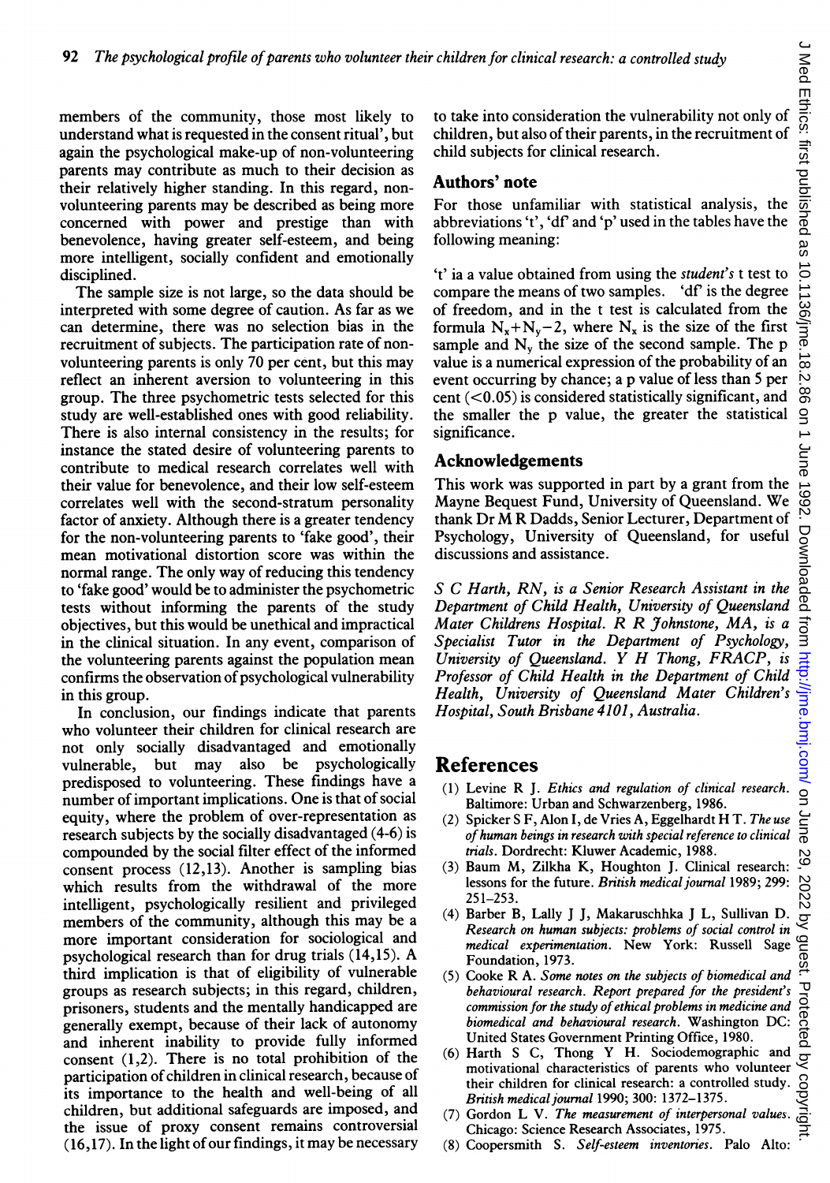members of the community, those most likely to understand what is requested in the consent ritual', but again the psychological make-up of non-volunteering parents may contribute as much to their decision as their relatively higher standing. In this regard, non-volunteering parents may be described as being more concerned with power and prestige than with benevolence, having greater self-esteem, and being more intelligent, socially confident and emotionally disciplined.

The sample size is not large, so the data should be interpreted with some degree of caution. As far as we can determine, there was no selection bias in the recruitment of subjects. The participation rate of non-volunteering parents is only 70 per cent, but this may reflect an inherent aversion to volunteering in this group. The three psychometric tests selected for this study are well-established ones with good reliability. There is also internal consistency in the results; for instance the stated desire of volunteering parents to contribute to medical research correlates well with their value for benevolence, and their low self-esteem correlates well with the second-stratum personality factor of anxiety. Although there is a greater tendency for the non-volunteering parents to 'fake good', their mean motivational distortion score was within the normal range. The only way of reducing this tendency to 'fake good' would be to administer the psychometric tests without informing the parents of the study objectives, but this would be unethical and impractical in the clinical situation. In any event, comparison of the volunteering parents against the population mean confirms the observation of psychological vulnerability in this group.

In conclusion, our findings indicate that parents who volunteer their children for clinical research are not only socially disadvantaged and emotionally vulnerable, but may also be psychologically predisposed to volunteering. These findings have a number of important implications. One is that of social equity, where the problem of over-representation as research subjects by the socially disadvantaged (4-6) is compounded by the social filter effect of the informed consent process (12,13). Another is sampling bias which results from the withdrawal of the more intelligent, psychologically resilient and privileged members of the community, although this may be a more important consideration for sociological and psychological research than for drug trials (14,15). A third implication is that of eligibility of vulnerable groups as research subjects; in this regard, children, prisoners, students and the mentally handicapped are generally exempt, because of their lack of autonomy and inherent inability to provide fully informed consent (1,2). There is no total prohibition of the participation of children in clinical research, because of its importance to the health and well-being of all children, but additional safeguards are imposed, and the issue of proxy consent remains controversial (16,17). In the light of our findings, it may be necessary to take into consideration the vulnerability not only of children, but also of their parents, in the recruitment of child subjects for clinical research.

## Authors' note

For those unfamiliar with statistical analysis, the abbreviations 't', 'df' and 'p' used in the tables have the following meaning:

't' ia a value obtained from using the *student's* t test to compare the means of two samples. 'df' is the degree of freedom, and in the t test is calculated from the formula $N_x+N_y-2$, where $N_x$ is the size of the first sample and $N_y$ the size of the second sample. The p value is a numerical expression of the probability of an event occurring by chance; a p value of less than 5 per cent ($<0.05$) is considered statistically significant, and the smaller the p value, the greater the statistical significance.

## Acknowledgements

This work was supported in part by a grant from the Mayne Bequest Fund, University of Queensland. We thank Dr M R Dadds, Senior Lecturer, Department of Psychology, University of Queensland, for useful discussions and assistance.

*S C Harth, RN, is a Senior Research Assistant in the Department of Child Health, University of Queensland Mater Childrens Hospital. R R Johnstone, MA, is a Specialist Tutor in the Department of Psychology, University of Queensland. Y H Thong, FRACP, is Professor of Child Health in the Department of Child Health, University of Queensland Mater Children's Hospital, South Brisbane 4101, Australia.*

## References

(1) Levine R J. *Ethics and regulation of clinical research*. Baltimore: Urban and Schwarzenberg, 1986.

(2) Spicker S F, Alon I, de Vries A, Eggelhardt H T. *The use of human beings in research with special reference to clinical trials*. Dordrecht: Kluwer Academic, 1988.

(3) Baum M, Zilkha K, Houghton J. Clinical research: lessons for the future. *British medical journal* 1989; 299: 251–253.

(4) Barber B, Lally J J, Makaruschhka J L, Sullivan D. *Research on human subjects: problems of social control in medical experimentation*. New York: Russell Sage Foundation, 1973.

(5) Cooke R A. *Some notes on the subjects of biomedical and behavioural research. Report prepared for the president's commission for the study of ethical problems in medicine and biomedical and behavioural research*. Washington DC: United States Government Printing Office, 1980.

(6) Harth S C, Thong Y H. Sociodemographic and motivational characteristics of parents who volunteer their children for clinical research: a controlled study. *British medical journal* 1990; 300: 1372–1375.

(7) Gordon L V. *The measurement of interpersonal values*. Chicago: Science Research Associates, 1975.

(8) Coopersmith S. *Self-esteem inventories*. Palo Alto: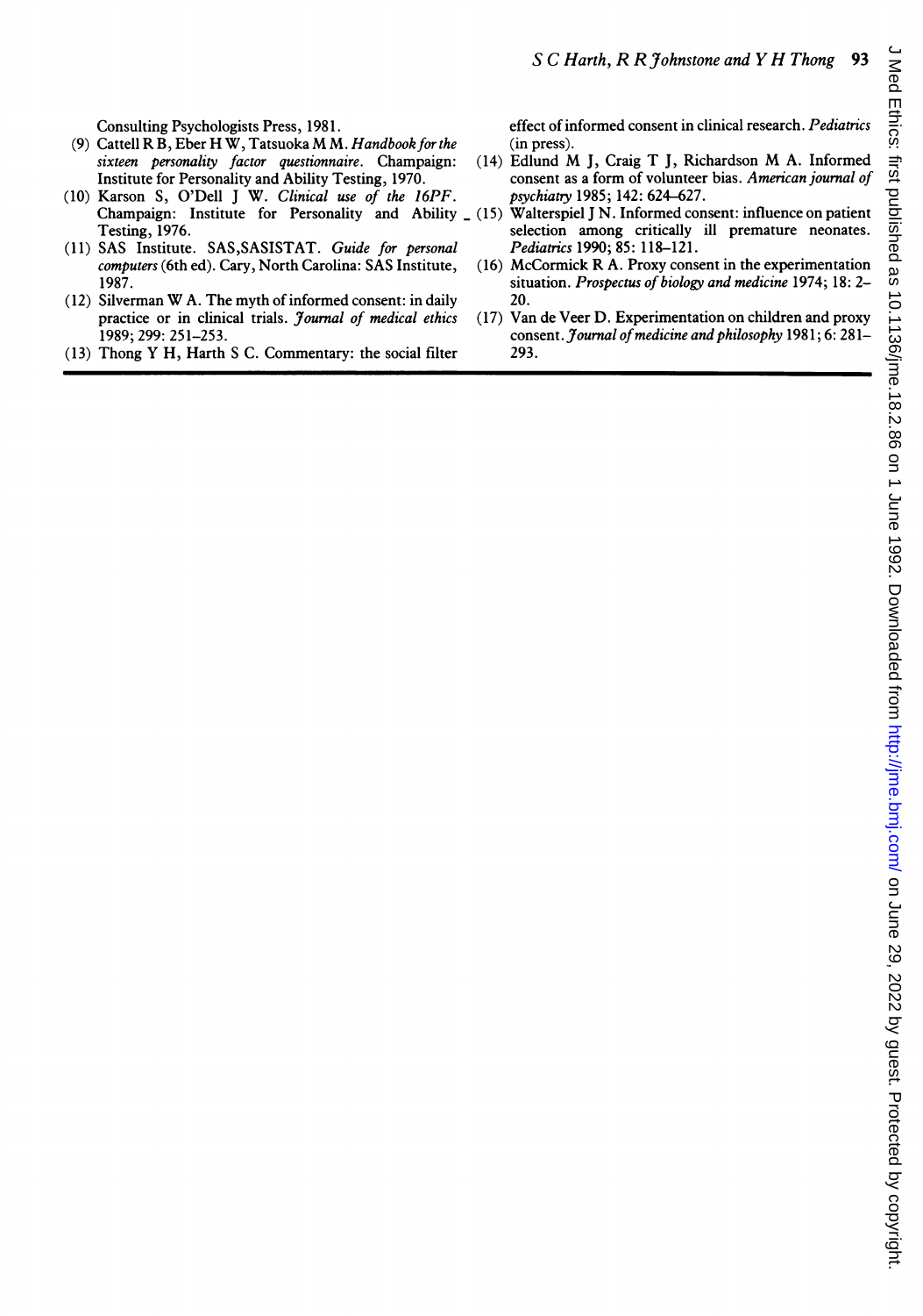Consulting Psychologists Press, 1981.

(9) Cattell R B, Eber H W, Tatsuoka M M. *Handbook for the sixteen personality factor questionnaire*. Champaign: Institute for Personality and Ability Testing, 1970.

(10) Karson S, O'Dell J W. *Clinical use of the 16PF*. Champaign: Institute for Personality and Ability Testing, 1976.

(11) SAS Institute. SAS,SASISTAT. *Guide for personal computers* (6th ed). Cary, North Carolina: SAS Institute, 1987.

(12) Silverman W A. The myth of informed consent: in daily practice or in clinical trials. *Journal of medical ethics* 1989; 299: 251–253.

(13) Thong Y H, Harth S C. Commentary: the social filter effect of informed consent in clinical research. *Pediatrics* (in press).

(14) Edlund M J, Craig T J, Richardson M A. Informed consent as a form of volunteer bias. *American journal of psychiatry* 1985; 142: 624–627.

(15) Walterspiel J N. Informed consent: influence on patient selection among critically ill premature neonates. *Pediatrics* 1990; 85: 118–121.

(16) McCormick R A. Proxy consent in the experimentation situation. *Prospectus of biology and medicine* 1974; 18: 2–20.

(17) Van de Veer D. Experimentation on children and proxy consent. *Journal of medicine and philosophy* 1981; 6: 281–293.